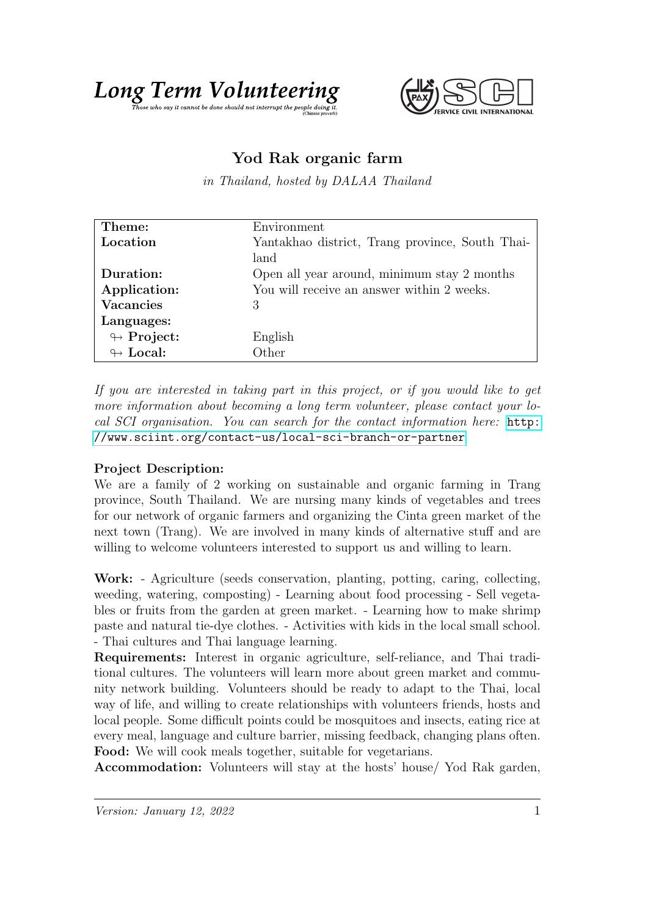**Long Term Volunteering**
*Those who say it cannot be done should not interrupt the people doing it.* (Chinese proverb)

SERVICE CIVIL INTERNATIONAL

# Yod Rak organic farm

*in Thailand, hosted by DALAA Thailand*

| | |
|---|---|
| **Theme:** | Environment |
| **Location** | Yantakhao district, Trang province, South Thailand |
| **Duration:** | Open all year around, minimum stay 2 months |
| **Application:** | You will receive an answer within 2 weeks. |
| **Vacancies** | 3 |
| **Languages:** | |
| ↬ **Project:** | English |
| ↬ **Local:** | Other |

*If you are interested in taking part in this project, or if you would like to get more information about becoming a long term volunteer, please contact your local SCI organisation. You can search for the contact information here:* http://www.sciint.org/contact-us/local-sci-branch-or-partner

**Project Description:**
We are a family of 2 working on sustainable and organic farming in Trang province, South Thailand. We are nursing many kinds of vegetables and trees for our network of organic farmers and organizing the Cinta green market of the next town (Trang). We are involved in many kinds of alternative stuff and are willing to welcome volunteers interested to support us and willing to learn.

**Work:** - Agriculture (seeds conservation, planting, potting, caring, collecting, weeding, watering, composting) - Learning about food processing - Sell vegetables or fruits from the garden at green market. - Learning how to make shrimp paste and natural tie-dye clothes. - Activities with kids in the local small school. - Thai cultures and Thai language learning.

**Requirements:** Interest in organic agriculture, self-reliance, and Thai traditional cultures. The volunteers will learn more about green market and community network building. Volunteers should be ready to adapt to the Thai, local way of life, and willing to create relationships with volunteers friends, hosts and local people. Some difficult points could be mosquitoes and insects, eating rice at every meal, language and culture barrier, missing feedback, changing plans often.

**Food:** We will cook meals together, suitable for vegetarians.

**Accommodation:** Volunteers will stay at the hosts' house/ Yod Rak garden,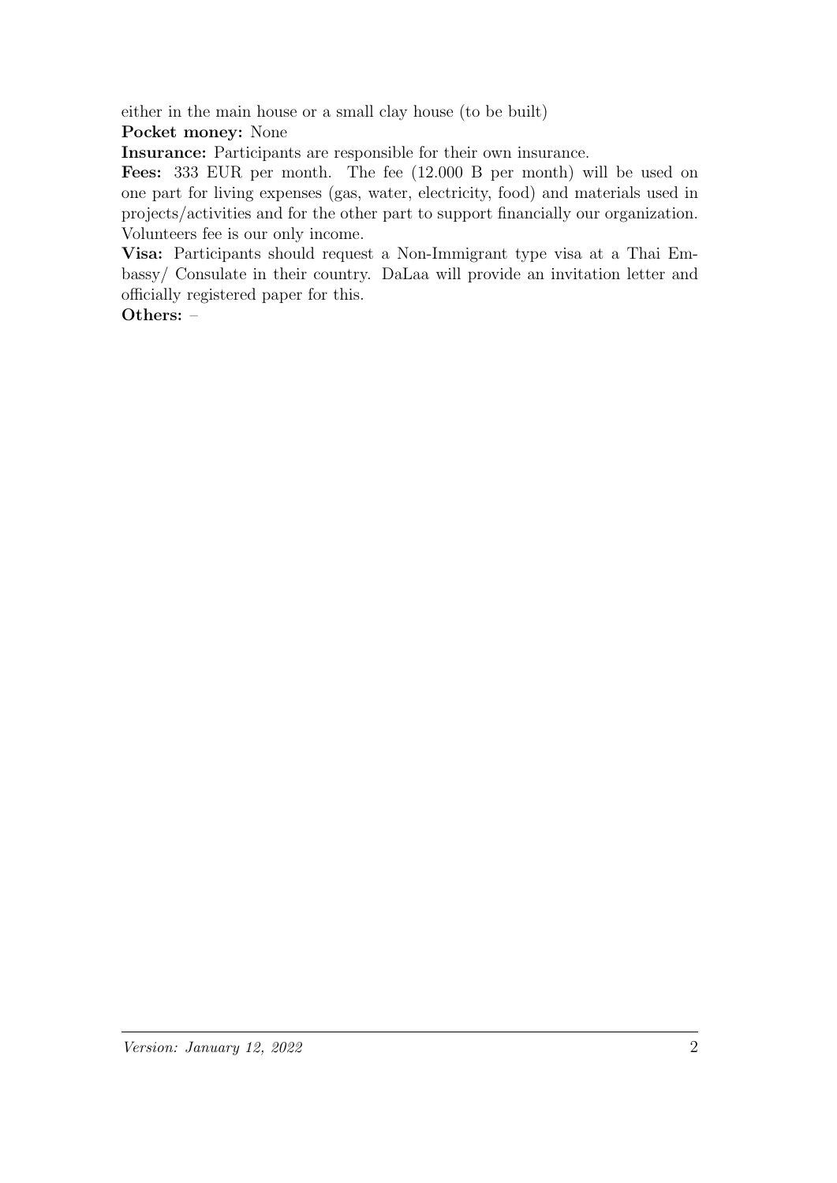either in the main house or a small clay house (to be built)

**Pocket money:** None

**Insurance:** Participants are responsible for their own insurance.

**Fees:** 333 EUR per month. The fee (12.000 B per month) will be used on one part for living expenses (gas, water, electricity, food) and materials used in projects/activities and for the other part to support financially our organization. Volunteers fee is our only income.

**Visa:** Participants should request a Non-Immigrant type visa at a Thai Embassy/ Consulate in their country. DaLaa will provide an invitation letter and officially registered paper for this.

**Others:** –

*Version: January 12, 2022*